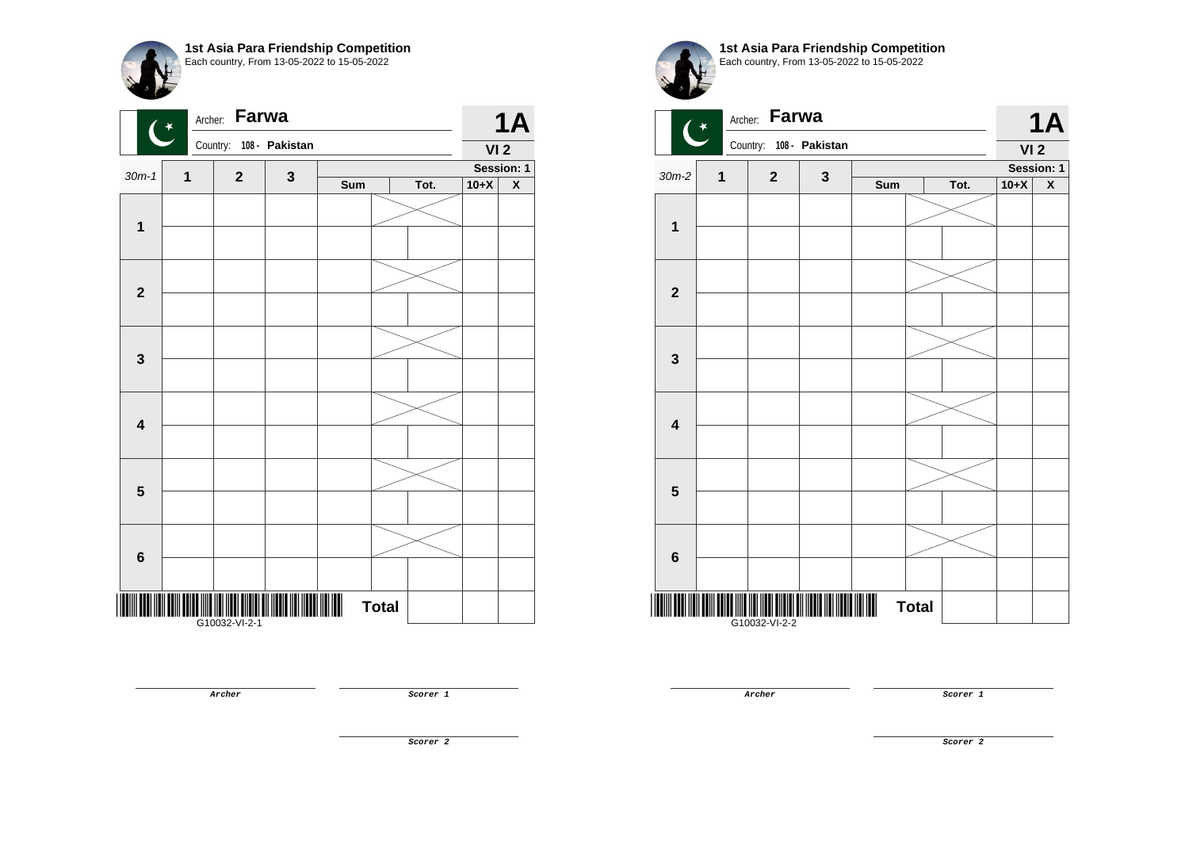**1st Asia Para Friendship Competition**
Each country, From 13-05-2022 to 15-05-2022

Archer: **Farwa**
Country: 108 - **Pakistan**

**1A**
**VI 2**
**Session: 1**

| 30m-1 | 1 | 2 | 3 | Sum | Tot. | | 10+X | X |
|---|---|---|---|---|---|---|---|---|
| 1 | | | | | | | | |
| | | | | | | | | |
| 2 | | | | | | | | |
| | | | | | | | | |
| 3 | | | | | | | | |
| | | | | | | | | |
| 4 | | | | | | | | |
| | | | | | | | | |
| 5 | | | | | | | | |
| | | | | | | | | |
| 6 | | | | | | | | |
| | | | | | | | | |
| | | | | | **Total** | | | |

G10032-VI-2-1

Archer

Scorer 1

Scorer 2

**1st Asia Para Friendship Competition**
Each country, From 13-05-2022 to 15-05-2022

Archer: **Farwa**
Country: 108 - **Pakistan**

**1A**
**VI 2**
**Session: 1**

| 30m-2 | 1 | 2 | 3 | Sum | Tot. | | 10+X | X |
|---|---|---|---|---|---|---|---|---|
| 1 | | | | | | | | |
| | | | | | | | | |
| 2 | | | | | | | | |
| | | | | | | | | |
| 3 | | | | | | | | |
| | | | | | | | | |
| 4 | | | | | | | | |
| | | | | | | | | |
| 5 | | | | | | | | |
| | | | | | | | | |
| 6 | | | | | | | | |
| | | | | | | | | |
| | | | | | **Total** | | | |

G10032-VI-2-2

Archer

Scorer 1

Scorer 2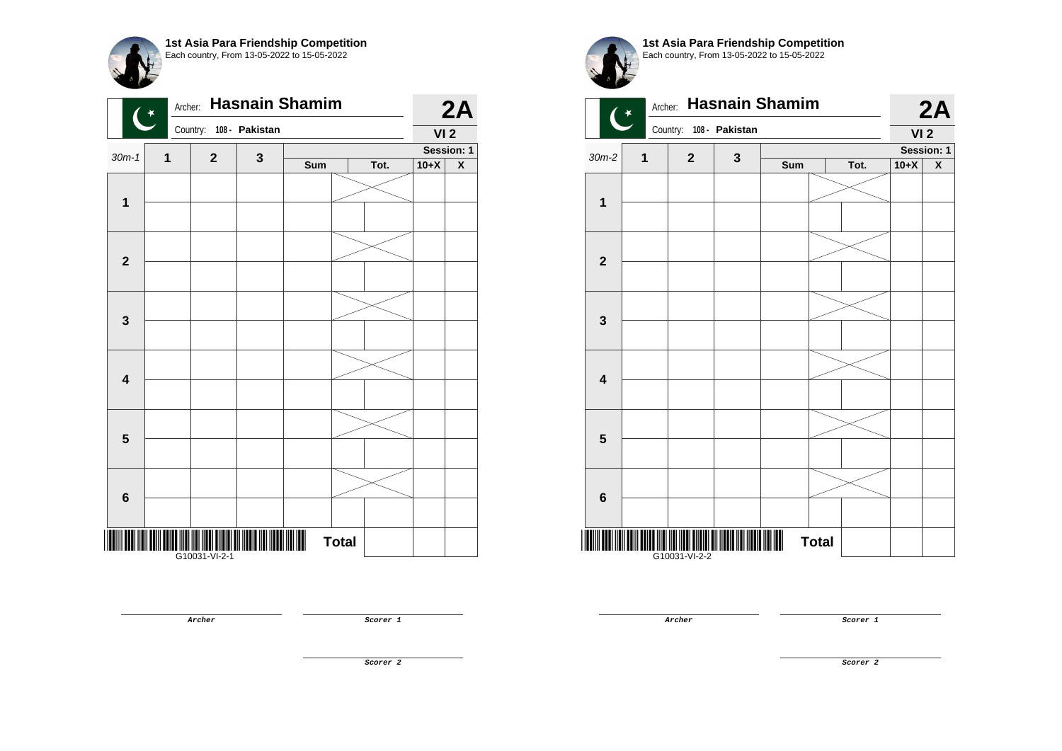**1st Asia Para Friendship Competition**
Each country, From 13-05-2022 to 15-05-2022

Archer: **Hasnain Shamim**

Country: 108 - Pakistan

**2A**

**VI 2**

Session: 1

| 30m-1 | 1 | 2 | 3 | Sum | Tot. | | 10+X | X |
|---|---|---|---|---|---|---|---|---|
| **1** | | | | | | | | |
| | | | | | | | | |
| **2** | | | | | | | | |
| | | | | | | | | |
| **3** | | | | | | | | |
| | | | | | | | | |
| **4** | | | | | | | | |
| | | | | | | | | |
| **5** | | | | | | | | |
| | | | | | | | | |
| **6** | | | | | | | | |
| | | | | | | | | |
| | | | | | **Total** | | | |

G10031-VI-2-1

Archer

Scorer 1

Scorer 2

**1st Asia Para Friendship Competition**
Each country, From 13-05-2022 to 15-05-2022

Archer: **Hasnain Shamim**

Country: 108 - Pakistan

**2A**

**VI 2**

Session: 1

| 30m-2 | 1 | 2 | 3 | Sum | Tot. | | 10+X | X |
|---|---|---|---|---|---|---|---|---|
| **1** | | | | | | | | |
| | | | | | | | | |
| **2** | | | | | | | | |
| | | | | | | | | |
| **3** | | | | | | | | |
| | | | | | | | | |
| **4** | | | | | | | | |
| | | | | | | | | |
| **5** | | | | | | | | |
| | | | | | | | | |
| **6** | | | | | | | | |
| | | | | | | | | |
| | | | | | **Total** | | | |

G10031-VI-2-2

Archer

Scorer 1

Scorer 2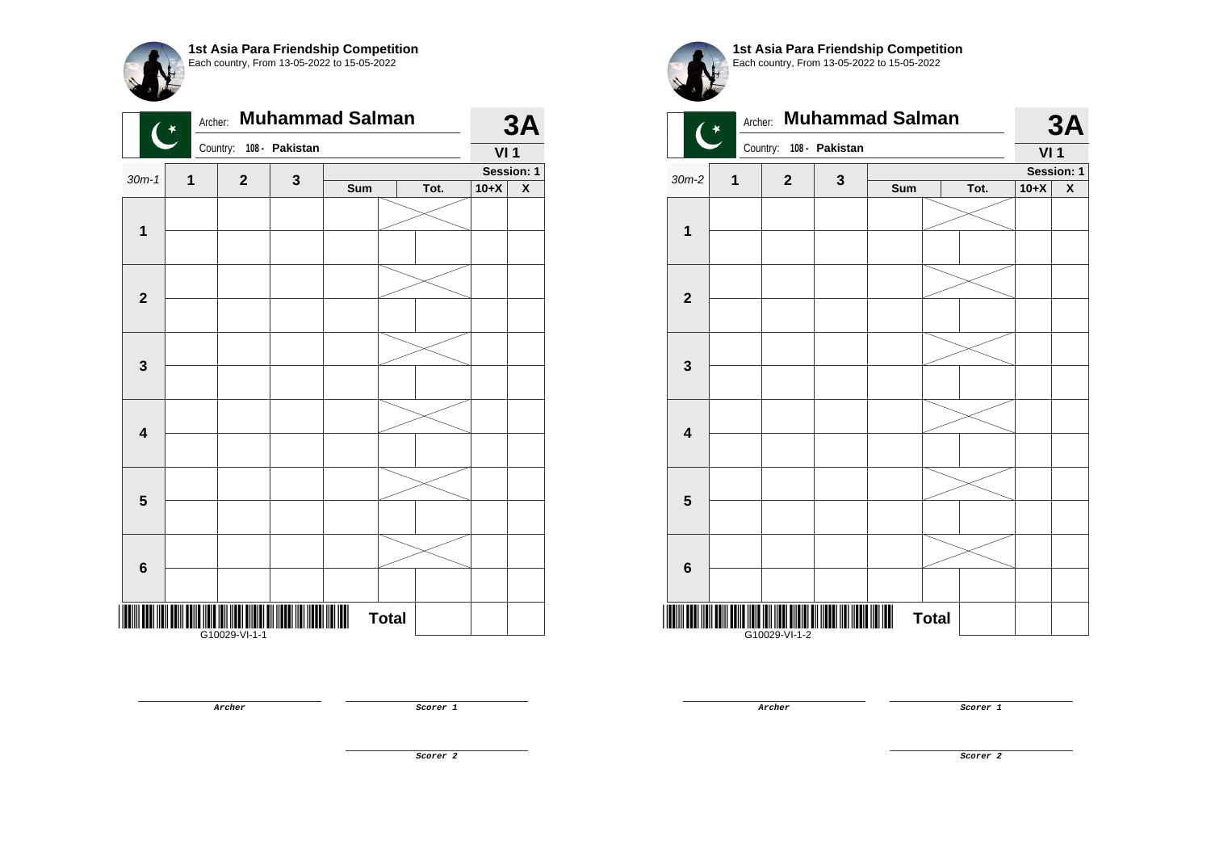**1st Asia Para Friendship Competition**
Each country, From 13-05-2022 to 15-05-2022

Archer: **Muhammad Salman**
Country: **108 - Pakistan**

**3A**
**VI 1**
**Session: 1**

| 30m-1 | 1 | 2 | 3 | Sum | | Tot. | 10+X | X |
|---|---|---|---|---|---|---|---|---|
| **1** | | | | | | | | |
| | | | | | | | | |
| **2** | | | | | | | | |
| | | | | | | | | |
| **3** | | | | | | | | |
| | | | | | | | | |
| **4** | | | | | | | | |
| | | | | | | | | |
| **5** | | | | | | | | |
| | | | | | | | | |
| **6** | | | | | | | | |
| | | | | | | | | |
| | | | | | **Total** | | | |

G10029-VI-1-1

*Archer*

*Scorer 1*

*Scorer 2*

**1st Asia Para Friendship Competition**
Each country, From 13-05-2022 to 15-05-2022

Archer: **Muhammad Salman**
Country: **108 - Pakistan**

**3A**
**VI 1**
**Session: 1**

| 30m-2 | 1 | 2 | 3 | Sum | | Tot. | 10+X | X |
|---|---|---|---|---|---|---|---|---|
| **1** | | | | | | | | |
| | | | | | | | | |
| **2** | | | | | | | | |
| | | | | | | | | |
| **3** | | | | | | | | |
| | | | | | | | | |
| **4** | | | | | | | | |
| | | | | | | | | |
| **5** | | | | | | | | |
| | | | | | | | | |
| **6** | | | | | | | | |
| | | | | | | | | |
| | | | | | **Total** | | | |

G10029-VI-1-2

*Archer*

*Scorer 1*

*Scorer 2*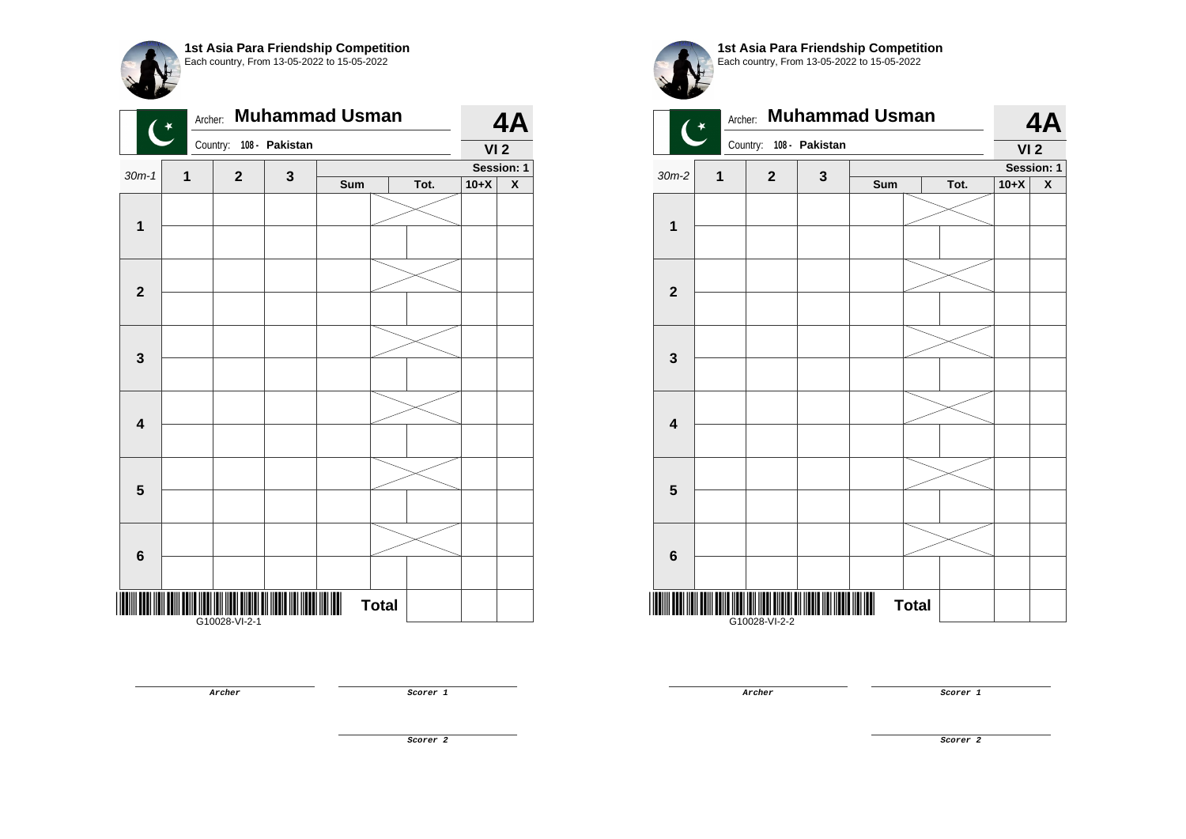**1st Asia Para Friendship Competition**
Each country, From 13-05-2022 to 15-05-2022

Archer: **Muhammad Usman** — **4A**

Country: 108 - Pakistan — **VI 2**

Session: 1

| 30m-1 | 1 | 2 | 3 | Sum | | Tot. | 10+X | X |
|---|---|---|---|---|---|---|---|---|
| 1 | | | | | | | | |
| | | | | | | | | |
| 2 | | | | | | | | |
| | | | | | | | | |
| 3 | | | | | | | | |
| | | | | | | | | |
| 4 | | | | | | | | |
| | | | | | | | | |
| 5 | | | | | | | | |
| | | | | | | | | |
| 6 | | | | | | | | |
| | | | | | | | | |
| | | | | | Total | | | |

G10028-VI-2-1

*Archer*

*Scorer 1*

*Scorer 2*

**1st Asia Para Friendship Competition**
Each country, From 13-05-2022 to 15-05-2022

Archer: **Muhammad Usman** — **4A**

Country: 108 - Pakistan — **VI 2**

Session: 1

| 30m-2 | 1 | 2 | 3 | Sum | | Tot. | 10+X | X |
|---|---|---|---|---|---|---|---|---|
| 1 | | | | | | | | |
| | | | | | | | | |
| 2 | | | | | | | | |
| | | | | | | | | |
| 3 | | | | | | | | |
| | | | | | | | | |
| 4 | | | | | | | | |
| | | | | | | | | |
| 5 | | | | | | | | |
| | | | | | | | | |
| 6 | | | | | | | | |
| | | | | | | | | |
| | | | | | Total | | | |

G10028-VI-2-2

*Archer*

*Scorer 1*

*Scorer 2*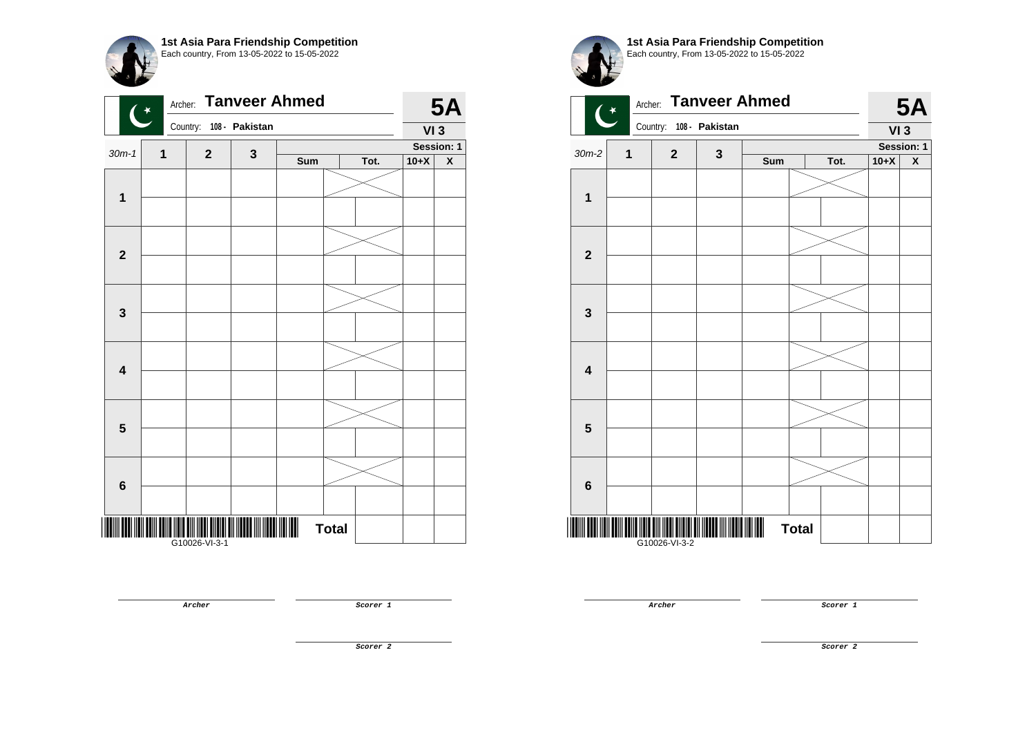**1st Asia Para Friendship Competition**
Each country, From 13-05-2022 to 15-05-2022

Archer: **Tanveer Ahmed** — **5A**

Country: 108 - Pakistan — **VI 3**

Session: 1

| 30m-1 | 1 | 2 | 3 | Sum | Tot. | 10+X | X |
|---|---|---|---|---|---|---|---|
| 1 | | | | | | | |
| | | | | | | | |
| 2 | | | | | | | |
| | | | | | | | |
| 3 | | | | | | | |
| | | | | | | | |
| 4 | | | | | | | |
| | | | | | | | |
| 5 | | | | | | | |
| | | | | | | | |
| 6 | | | | | | | |
| | | | | | | | |
| | | | | Total | | | |

G10026-VI-3-1

Archer

Scorer 1

Scorer 2

**1st Asia Para Friendship Competition**
Each country, From 13-05-2022 to 15-05-2022

Archer: **Tanveer Ahmed** — **5A**

Country: 108 - Pakistan — **VI 3**

Session: 1

| 30m-2 | 1 | 2 | 3 | Sum | Tot. | 10+X | X |
|---|---|---|---|---|---|---|---|
| 1 | | | | | | | |
| | | | | | | | |
| 2 | | | | | | | |
| | | | | | | | |
| 3 | | | | | | | |
| | | | | | | | |
| 4 | | | | | | | |
| | | | | | | | |
| 5 | | | | | | | |
| | | | | | | | |
| 6 | | | | | | | |
| | | | | | | | |
| | | | | Total | | | |

G10026-VI-3-2

Archer

Scorer 1

Scorer 2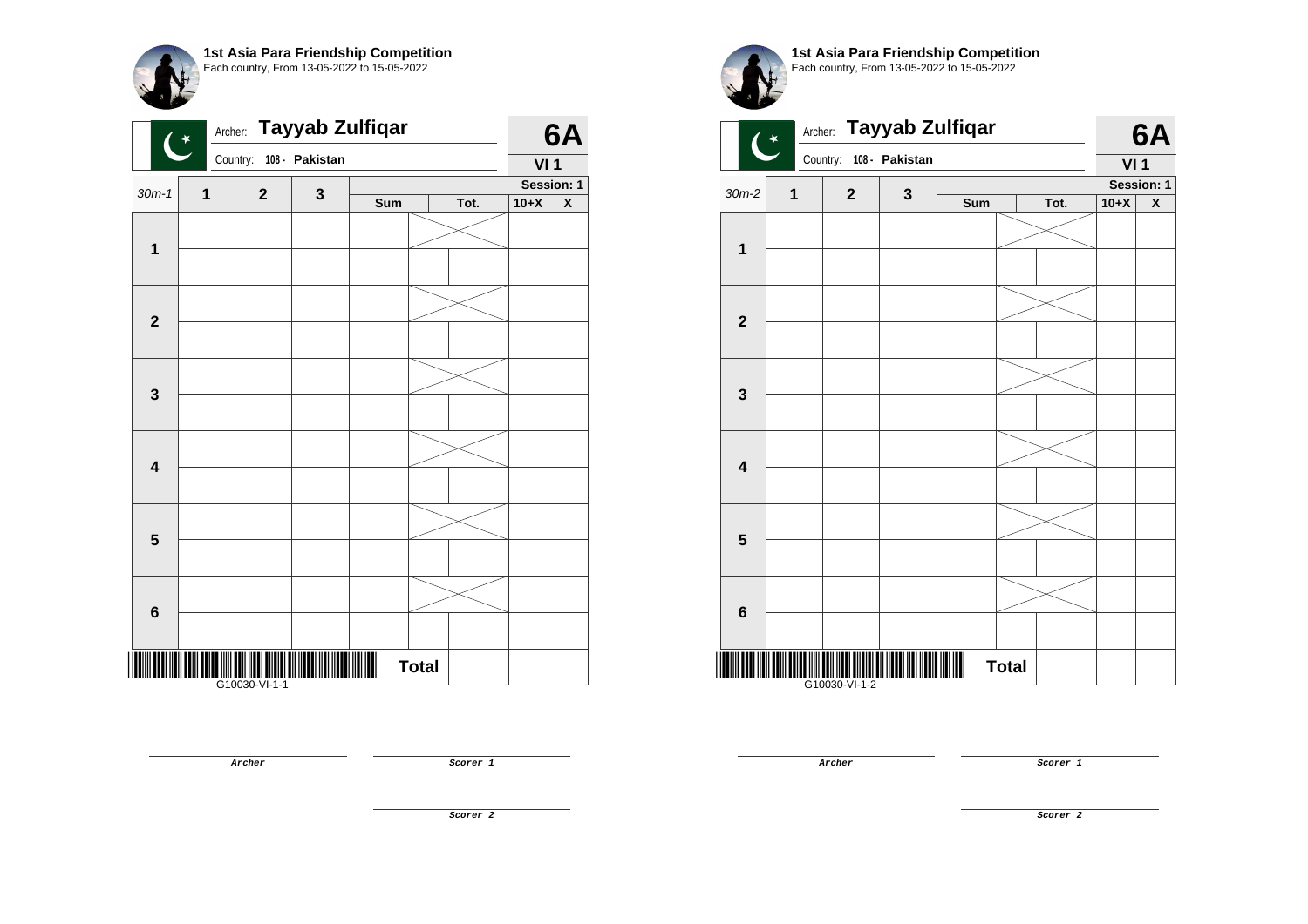**1st Asia Para Friendship Competition**
Each country, From 13-05-2022 to 15-05-2022

Archer: **Tayyab Zulfiqar**
Country: 108 - Pakistan

**6A**
**VI 1**
**Session: 1**

| 30m-1 | 1 | 2 | 3 | Sum | | Tot. | 10+X | X |
|---|---|---|---|---|---|---|---|---|
| **1** | | | | | | | | |
| | | | | | | | | |
| **2** | | | | | | | | |
| | | | | | | | | |
| **3** | | | | | | | | |
| | | | | | | | | |
| **4** | | | | | | | | |
| | | | | | | | | |
| **5** | | | | | | | | |
| | | | | | | | | |
| **6** | | | | | | | | |
| | | | | | | | | |
| | | | | **Total** | | | | |

G10030-VI-1-1

Archer

Scorer 1

Scorer 2

**1st Asia Para Friendship Competition**
Each country, From 13-05-2022 to 15-05-2022

Archer: **Tayyab Zulfiqar**
Country: 108 - Pakistan

**6A**
**VI 1**
**Session: 1**

| 30m-2 | 1 | 2 | 3 | Sum | | Tot. | 10+X | X |
|---|---|---|---|---|---|---|---|---|
| **1** | | | | | | | | |
| | | | | | | | | |
| **2** | | | | | | | | |
| | | | | | | | | |
| **3** | | | | | | | | |
| | | | | | | | | |
| **4** | | | | | | | | |
| | | | | | | | | |
| **5** | | | | | | | | |
| | | | | | | | | |
| **6** | | | | | | | | |
| | | | | | | | | |
| | | | | **Total** | | | | |

G10030-VI-1-2

Archer

Scorer 1

Scorer 2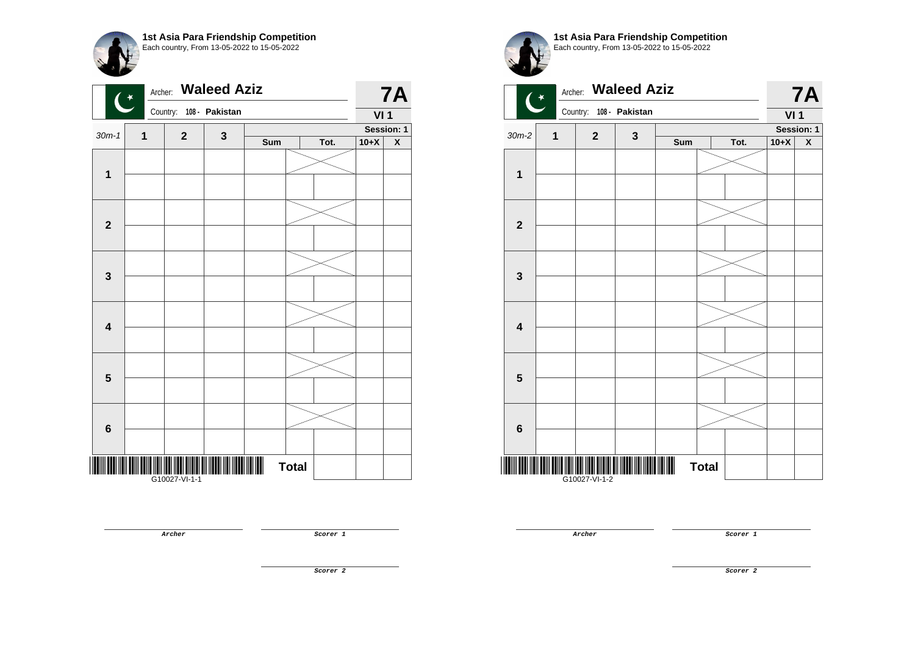**1st Asia Para Friendship Competition**
Each country, From 13-05-2022 to 15-05-2022

Archer: **Waleed Aziz**
Country: 108 - Pakistan

**7A**
**VI 1**
Session: 1

| 30m-1 | 1 | 2 | 3 | Sum | | Tot. | 10+X | X |
|---|---|---|---|---|---|---|---|---|
| 1 | | | | | | | | |
| | | | | | | | | |
| 2 | | | | | | | | |
| | | | | | | | | |
| 3 | | | | | | | | |
| | | | | | | | | |
| 4 | | | | | | | | |
| | | | | | | | | |
| 5 | | | | | | | | |
| | | | | | | | | |
| 6 | | | | | | | | |
| | | | | | | | | |
| | | | | | Total | | | |

G10027-VI-1-1

Archer

Scorer 1

Scorer 2

**1st Asia Para Friendship Competition**
Each country, From 13-05-2022 to 15-05-2022

Archer: **Waleed Aziz**
Country: 108 - Pakistan

**7A**
**VI 1**
Session: 1

| 30m-2 | 1 | 2 | 3 | Sum | | Tot. | 10+X | X |
|---|---|---|---|---|---|---|---|---|
| 1 | | | | | | | | |
| | | | | | | | | |
| 2 | | | | | | | | |
| | | | | | | | | |
| 3 | | | | | | | | |
| | | | | | | | | |
| 4 | | | | | | | | |
| | | | | | | | | |
| 5 | | | | | | | | |
| | | | | | | | | |
| 6 | | | | | | | | |
| | | | | | | | | |
| | | | | | Total | | | |

G10027-VI-1-2

Archer

Scorer 1

Scorer 2